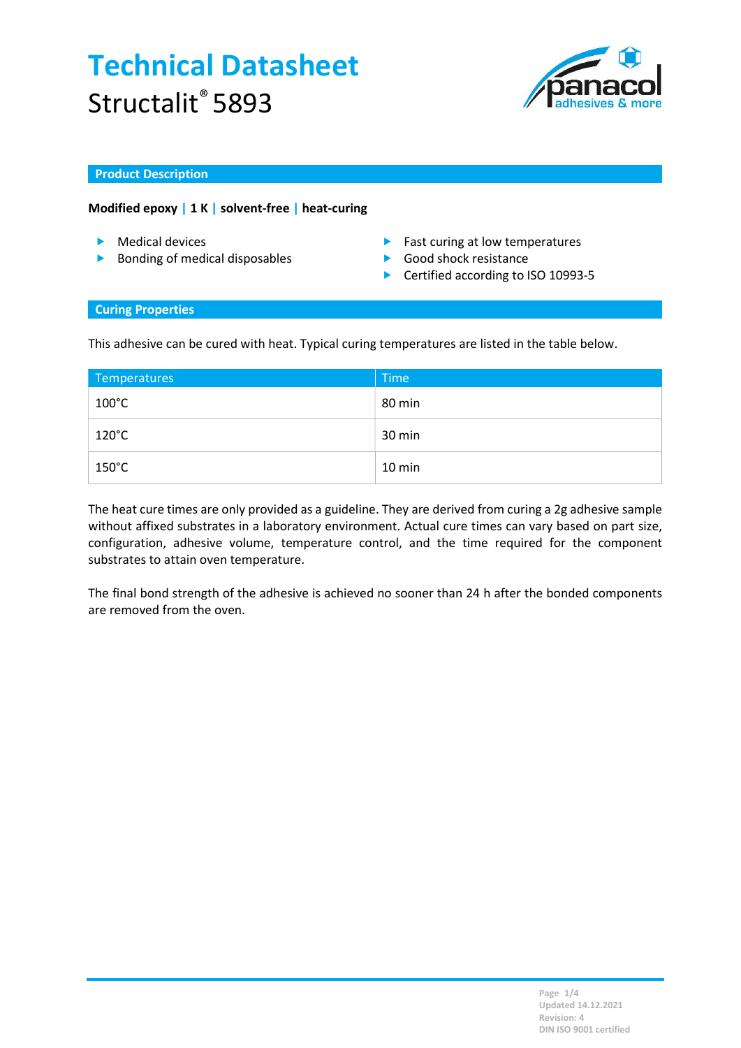# Technical Datasheet

Structalit® 5893

## Product Description

**Modified epoxy | 1 K | solvent-free | heat-curing**

- Medical devices
- Bonding of medical disposables
- Fast curing at low temperatures
- Good shock resistance
- Certified according to ISO 10993-5

## Curing Properties

This adhesive can be cured with heat. Typical curing temperatures are listed in the table below.

| Temperatures | Time |
|---|---|
| 100°C | 80 min |
| 120°C | 30 min |
| 150°C | 10 min |

The heat cure times are only provided as a guideline. They are derived from curing a 2g adhesive sample without affixed substrates in a laboratory environment. Actual cure times can vary based on part size, configuration, adhesive volume, temperature control, and the time required for the component substrates to attain oven temperature.

The final bond strength of the adhesive is achieved no sooner than 24 h after the bonded components are removed from the oven.

Updated 14.12.2021
Revision: 4
DIN ISO 9001 certified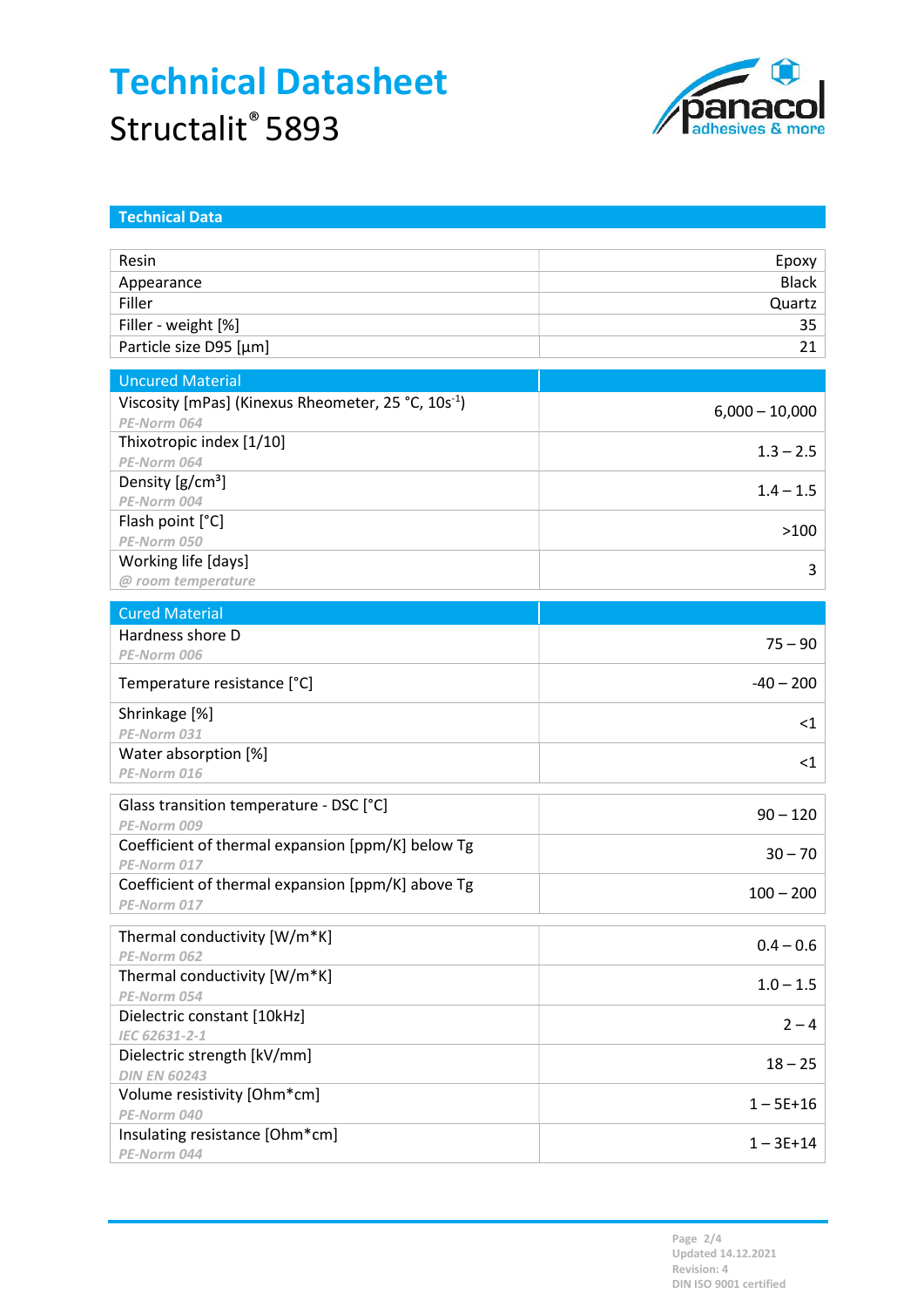# Technical Datasheet

Structalit® 5893

## Technical Data

| | |
|---|---:|
| Resin | Epoxy |
| Appearance | Black |
| Filler | Quartz |
| Filler - weight [%] | 35 |
| Particle size D95 [µm] | 21 |

| Uncured Material | |
|---|---:|
| Viscosity [mPas] (Kinexus Rheometer, 25 °C, 10s$^{-1}$)<br>*PE-Norm 064* | 6,000 – 10,000 |
| Thixotropic index [1/10]<br>*PE-Norm 064* | 1.3 – 2.5 |
| Density [g/cm³]<br>*PE-Norm 004* | 1.4 – 1.5 |
| Flash point [°C]<br>*PE-Norm 050* | >100 |
| Working life [days]<br>*@ room temperature* | 3 |

| Cured Material | |
|---|---:|
| Hardness shore D<br>*PE-Norm 006* | 75 – 90 |
| Temperature resistance [°C] | -40 – 200 |
| Shrinkage [%]<br>*PE-Norm 031* | <1 |
| Water absorption [%]<br>*PE-Norm 016* | <1 |

| | |
|---|---:|
| Glass transition temperature - DSC [°C]<br>*PE-Norm 009* | 90 – 120 |
| Coefficient of thermal expansion [ppm/K] below Tg<br>*PE-Norm 017* | 30 – 70 |
| Coefficient of thermal expansion [ppm/K] above Tg<br>*PE-Norm 017* | 100 – 200 |

| | |
|---|---:|
| Thermal conductivity [W/m*K]<br>*PE-Norm 062* | 0.4 – 0.6 |
| Thermal conductivity [W/m*K]<br>*PE-Norm 054* | 1.0 – 1.5 |
| Dielectric constant [10kHz]<br>*IEC 62631-2-1* | 2 – 4 |
| Dielectric strength [kV/mm]<br>*DIN EN 60243* | 18 – 25 |
| Volume resistivity [Ohm*cm]<br>*PE-Norm 040* | 1 – 5E+16 |
| Insulating resistance [Ohm*cm]<br>*PE-Norm 044* | 1 – 3E+14 |

Updated 14.12.2021
Revision: 4
DIN ISO 9001 certified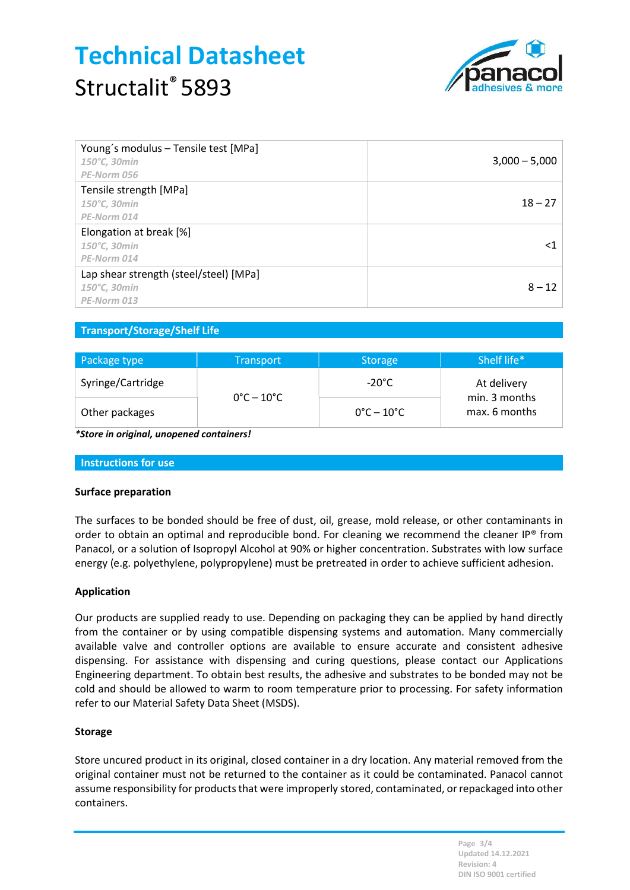# Technical Datasheet

Structalit® 5893

| Property | Value |
|---|---|
| Young´s modulus – Tensile test [MPa]<br>*150°C, 30min*<br>*PE-Norm 056* | 3,000 – 5,000 |
| Tensile strength [MPa]<br>*150°C, 30min*<br>*PE-Norm 014* | 18 – 27 |
| Elongation at break [%]<br>*150°C, 30min*<br>*PE-Norm 014* | <1 |
| Lap shear strength (steel/steel) [MPa]<br>*150°C, 30min*<br>*PE-Norm 013* | 8 – 12 |

## Transport/Storage/Shelf Life

| Package type | Transport | Storage | Shelf life* |
|---|---|---|---|
| Syringe/Cartridge | 0°C – 10°C | -20°C | At delivery min. 3 months max. 6 months |
| Other packages | | 0°C – 10°C | |

***Store in original, unopened containers!***

## Instructions for use

### Surface preparation

The surfaces to be bonded should be free of dust, oil, grease, mold release, or other contaminants in order to obtain an optimal and reproducible bond. For cleaning we recommend the cleaner IP® from Panacol, or a solution of Isopropyl Alcohol at 90% or higher concentration. Substrates with low surface energy (e.g. polyethylene, polypropylene) must be pretreated in order to achieve sufficient adhesion.

### Application

Our products are supplied ready to use. Depending on packaging they can be applied by hand directly from the container or by using compatible dispensing systems and automation. Many commercially available valve and controller options are available to ensure accurate and consistent adhesive dispensing. For assistance with dispensing and curing questions, please contact our Applications Engineering department. To obtain best results, the adhesive and substrates to be bonded may not be cold and should be allowed to warm to room temperature prior to processing. For safety information refer to our Material Safety Data Sheet (MSDS).

### Storage

Store uncured product in its original, closed container in a dry location. Any material removed from the original container must not be returned to the container as it could be contaminated. Panacol cannot assume responsibility for products that were improperly stored, contaminated, or repackaged into other containers.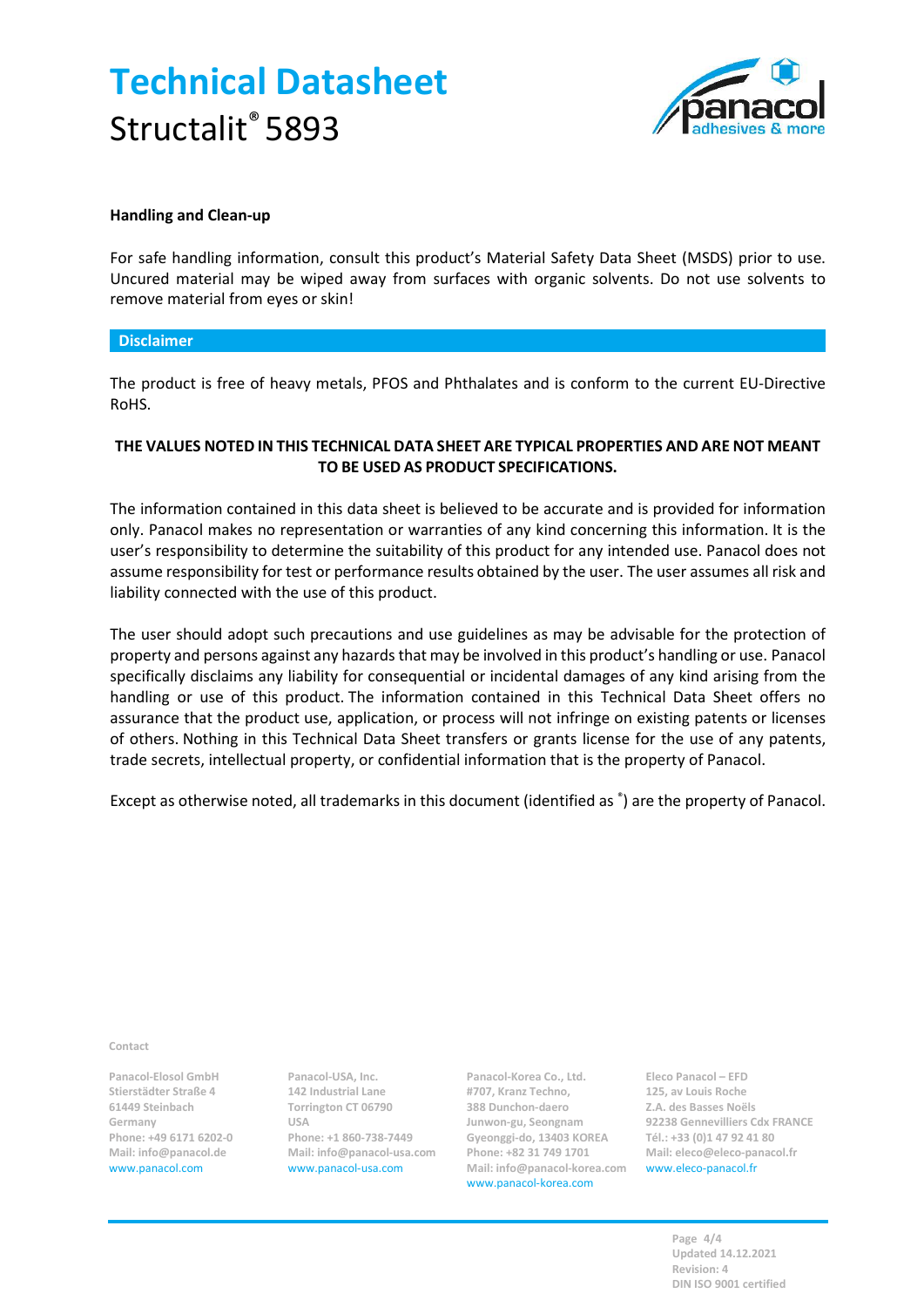**Handling and Clean-up**

For safe handling information, consult this product's Material Safety Data Sheet (MSDS) prior to use. Uncured material may be wiped away from surfaces with organic solvents. Do not use solvents to remove material from eyes or skin!

## Disclaimer

The product is free of heavy metals, PFOS and Phthalates and is conform to the current EU-Directive RoHS.

**THE VALUES NOTED IN THIS TECHNICAL DATA SHEET ARE TYPICAL PROPERTIES AND ARE NOT MEANT TO BE USED AS PRODUCT SPECIFICATIONS.**

The information contained in this data sheet is believed to be accurate and is provided for information only. Panacol makes no representation or warranties of any kind concerning this information. It is the user's responsibility to determine the suitability of this product for any intended use. Panacol does not assume responsibility for test or performance results obtained by the user. The user assumes all risk and liability connected with the use of this product.

The user should adopt such precautions and use guidelines as may be advisable for the protection of property and persons against any hazards that may be involved in this product's handling or use. Panacol specifically disclaims any liability for consequential or incidental damages of any kind arising from the handling or use of this product. The information contained in this Technical Data Sheet offers no assurance that the product use, application, or process will not infringe on existing patents or licenses of others. Nothing in this Technical Data Sheet transfers or grants license for the use of any patents, trade secrets, intellectual property, or confidential information that is the property of Panacol.

Except as otherwise noted, all trademarks in this document (identified as ®) are the property of Panacol.

Contact

Panacol-Elosol GmbH
Stierstädter Straße 4
61449 Steinbach
Germany
Phone: +49 6171 6202-0
Mail: info@panacol.de
www.panacol.com

Panacol-USA, Inc.
142 Industrial Lane
Torrington CT 06790
USA
Phone: +1 860-738-7449
Mail: info@panacol-usa.com
www.panacol-usa.com

Panacol-Korea Co., Ltd.
#707, Kranz Techno,
388 Dunchon-daero
Junwon-gu, Seongnam
Gyeonggi-do, 13403 KOREA
Phone: +82 31 749 1701
Mail: info@panacol-korea.com
www.panacol-korea.com

Eleco Panacol – EFD
125, av Louis Roche
Z.A. des Basses Noëls
92238 Gennevilliers Cdx FRANCE
Tél.: +33 (0)1 47 92 41 80
Mail: eleco@eleco-panacol.fr
www.eleco-panacol.fr

Updated 14.12.2021
Revision: 4
DIN ISO 9001 certified